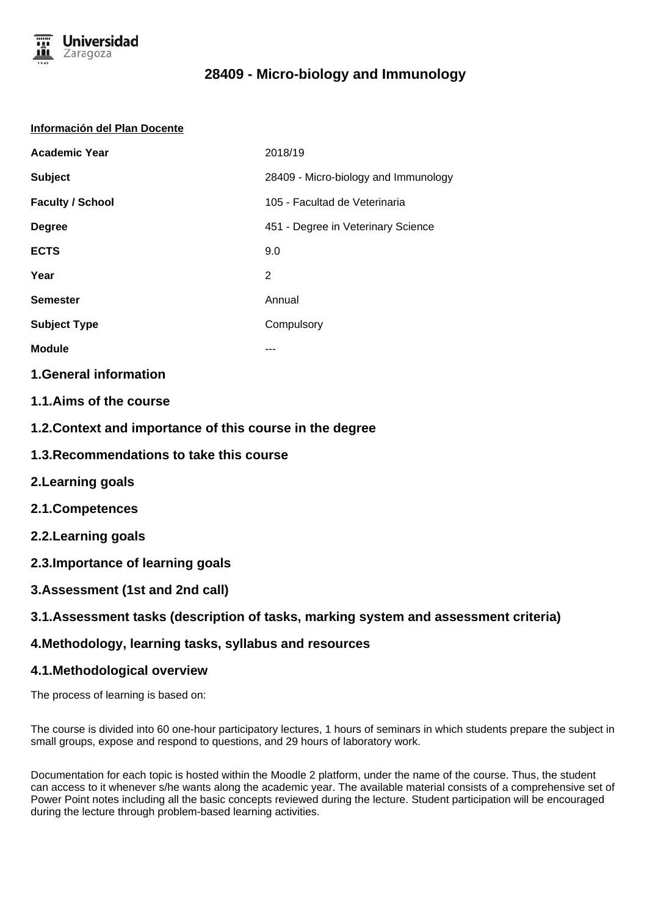# 28409 - Micro-biology and Immunology

**Información del Plan Docente**

| | |
|---|---|
| **Academic Year** | 2018/19 |
| **Subject** | 28409 - Micro-biology and Immunology |
| **Faculty / School** | 105 - Facultad de Veterinaria |
| **Degree** | 451 - Degree in Veterinary Science |
| **ECTS** | 9.0 |
| **Year** | 2 |
| **Semester** | Annual |
| **Subject Type** | Compulsory |
| **Module** | --- |

## 1.General information

## 1.1.Aims of the course

## 1.2.Context and importance of this course in the degree

## 1.3.Recommendations to take this course

## 2.Learning goals

## 2.1.Competences

## 2.2.Learning goals

## 2.3.Importance of learning goals

## 3.Assessment (1st and 2nd call)

## 3.1.Assessment tasks (description of tasks, marking system and assessment criteria)

## 4.Methodology, learning tasks, syllabus and resources

## 4.1.Methodological overview

The process of learning is based on:

The course is divided into 60 one-hour participatory lectures, 1 hours of seminars in which students prepare the subject in small groups, expose and respond to questions, and 29 hours of laboratory work.

Documentation for each topic is hosted within the Moodle 2 platform, under the name of the course. Thus, the student can access to it whenever s/he wants along the academic year. The available material consists of a comprehensive set of Power Point notes including all the basic concepts reviewed during the lecture. Student participation will be encouraged during the lecture through problem-based learning activities.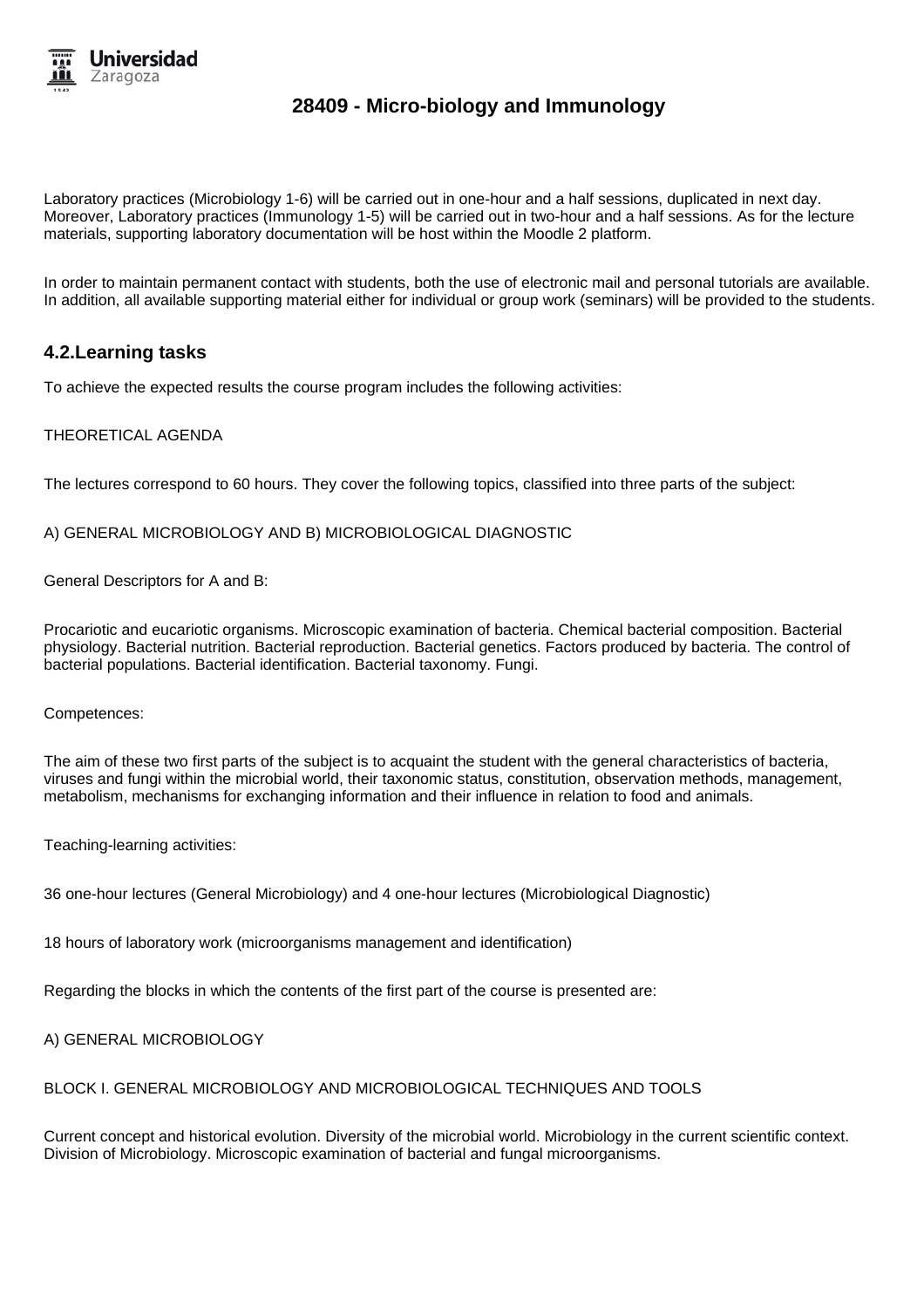Laboratory practices (Microbiology 1-6) will be carried out in one-hour and a half sessions, duplicated in next day. Moreover, Laboratory practices (Immunology 1-5) will be carried out in two-hour and a half sessions. As for the lecture materials, supporting laboratory documentation will be host within the Moodle 2 platform.

In order to maintain permanent contact with students, both the use of electronic mail and personal tutorials are available. In addition, all available supporting material either for individual or group work (seminars) will be provided to the students.

## 4.2.Learning tasks

To achieve the expected results the course program includes the following activities:

THEORETICAL AGENDA

The lectures correspond to 60 hours. They cover the following topics, classified into three parts of the subject:

A) GENERAL MICROBIOLOGY AND B) MICROBIOLOGICAL DIAGNOSTIC

General Descriptors for A and B:

Procariotic and eucariotic organisms. Microscopic examination of bacteria. Chemical bacterial composition. Bacterial physiology. Bacterial nutrition. Bacterial reproduction. Bacterial genetics. Factors produced by bacteria. The control of bacterial populations. Bacterial identification. Bacterial taxonomy. Fungi.

Competences:

The aim of these two first parts of the subject is to acquaint the student with the general characteristics of bacteria, viruses and fungi within the microbial world, their taxonomic status, constitution, observation methods, management, metabolism, mechanisms for exchanging information and their influence in relation to food and animals.

Teaching-learning activities:

36 one-hour lectures (General Microbiology) and 4 one-hour lectures (Microbiological Diagnostic)

18 hours of laboratory work (microorganisms management and identification)

Regarding the blocks in which the contents of the first part of the course is presented are:

A) GENERAL MICROBIOLOGY

BLOCK I. GENERAL MICROBIOLOGY AND MICROBIOLOGICAL TECHNIQUES AND TOOLS

Current concept and historical evolution. Diversity of the microbial world. Microbiology in the current scientific context. Division of Microbiology. Microscopic examination of bacterial and fungal microorganisms.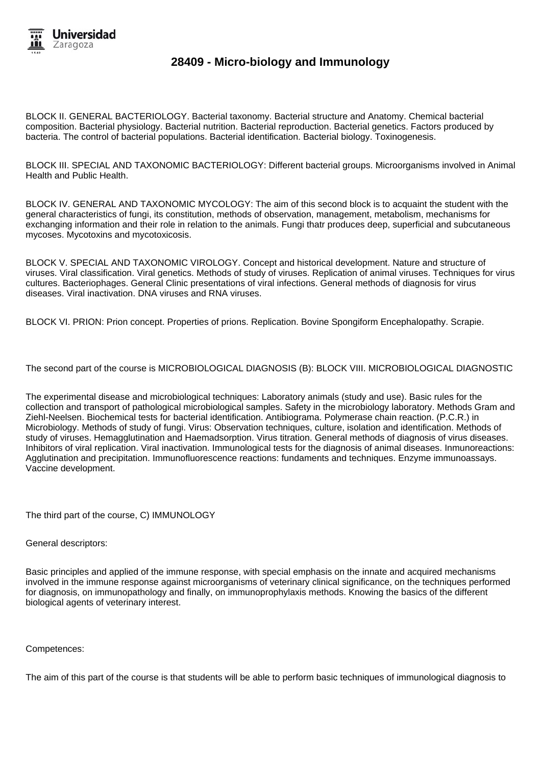BLOCK II. GENERAL BACTERIOLOGY. Bacterial taxonomy. Bacterial structure and Anatomy. Chemical bacterial composition. Bacterial physiology. Bacterial nutrition. Bacterial reproduction. Bacterial genetics. Factors produced by bacteria. The control of bacterial populations. Bacterial identification. Bacterial biology. Toxinogenesis.

BLOCK III. SPECIAL AND TAXONOMIC BACTERIOLOGY: Different bacterial groups. Microorganisms involved in Animal Health and Public Health.

BLOCK IV. GENERAL AND TAXONOMIC MYCOLOGY: The aim of this second block is to acquaint the student with the general characteristics of fungi, its constitution, methods of observation, management, metabolism, mechanisms for exchanging information and their role in relation to the animals. Fungi thatr produces deep, superficial and subcutaneous mycoses. Mycotoxins and mycotoxicosis.

BLOCK V. SPECIAL AND TAXONOMIC VIROLOGY. Concept and historical development. Nature and structure of viruses. Viral classification. Viral genetics. Methods of study of viruses. Replication of animal viruses. Techniques for virus cultures. Bacteriophages. General Clinic presentations of viral infections. General methods of diagnosis for virus diseases. Viral inactivation. DNA viruses and RNA viruses.

BLOCK VI. PRION: Prion concept. Properties of prions. Replication. Bovine Spongiform Encephalopathy. Scrapie.

The second part of the course is MICROBIOLOGICAL DIAGNOSIS (B): BLOCK VIII. MICROBIOLOGICAL DIAGNOSTIC

The experimental disease and microbiological techniques: Laboratory animals (study and use). Basic rules for the collection and transport of pathological microbiological samples. Safety in the microbiology laboratory. Methods Gram and Ziehl-Neelsen. Biochemical tests for bacterial identification. Antibiograma. Polymerase chain reaction. (P.C.R.) in Microbiology. Methods of study of fungi. Virus: Observation techniques, culture, isolation and identification. Methods of study of viruses. Hemagglutination and Haemadsorption. Virus titration. General methods of diagnosis of virus diseases. Inhibitors of viral replication. Viral inactivation. Immunological tests for the diagnosis of animal diseases. Inmunoreactions: Agglutination and precipitation. Immunofluorescence reactions: fundaments and techniques. Enzyme immunoassays. Vaccine development.

The third part of the course, C) IMMUNOLOGY

General descriptors:

Basic principles and applied of the immune response, with special emphasis on the innate and acquired mechanisms involved in the immune response against microorganisms of veterinary clinical significance, on the techniques performed for diagnosis, on immunopathology and finally, on immunoprophylaxis methods. Knowing the basics of the different biological agents of veterinary interest.

Competences:

The aim of this part of the course is that students will be able to perform basic techniques of immunological diagnosis to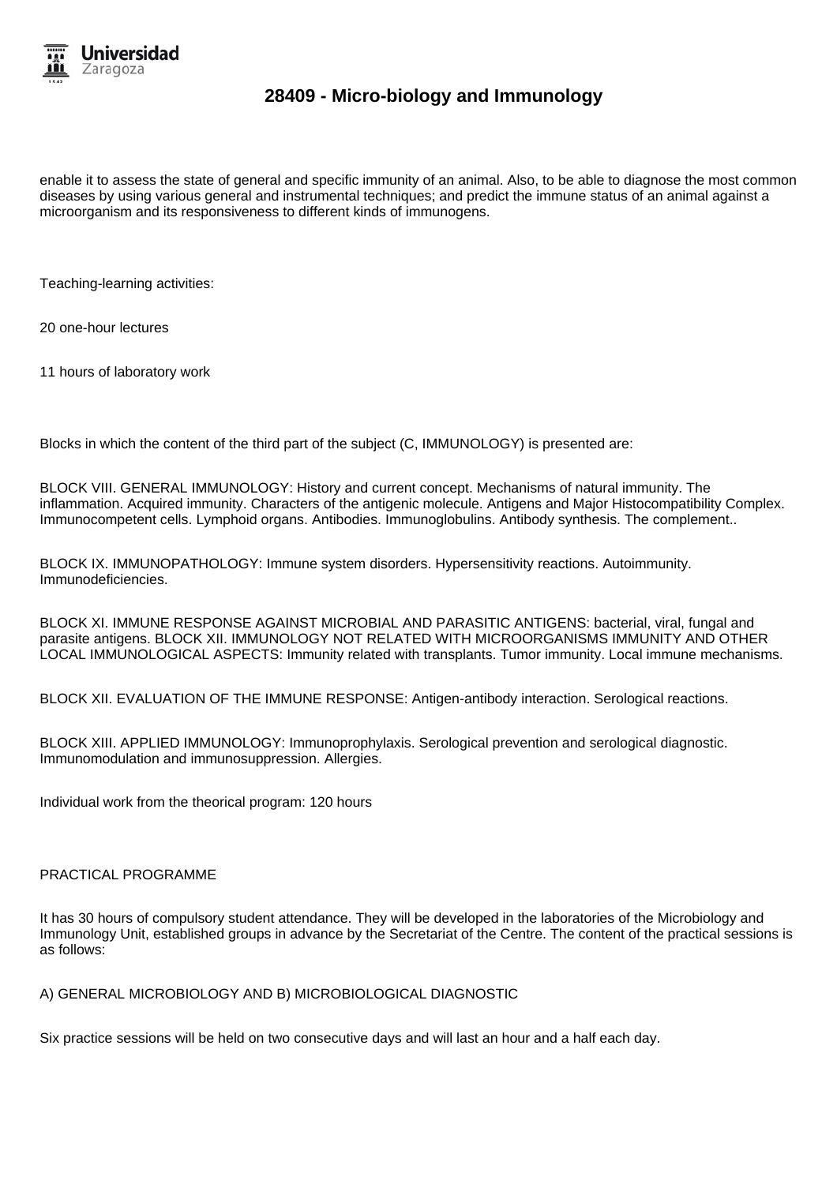enable it to assess the state of general and specific immunity of an animal. Also, to be able to diagnose the most common diseases by using various general and instrumental techniques; and predict the immune status of an animal against a microorganism and its responsiveness to different kinds of immunogens.

Teaching-learning activities:

20 one-hour lectures

11 hours of laboratory work

Blocks in which the content of the third part of the subject (C, IMMUNOLOGY) is presented are:

BLOCK VIII. GENERAL IMMUNOLOGY: History and current concept. Mechanisms of natural immunity. The inflammation. Acquired immunity. Characters of the antigenic molecule. Antigens and Major Histocompatibility Complex. Immunocompetent cells. Lymphoid organs. Antibodies. Immunoglobulins. Antibody synthesis. The complement..

BLOCK IX. IMMUNOPATHOLOGY: Immune system disorders. Hypersensitivity reactions. Autoimmunity. Immunodeficiencies.

BLOCK XI. IMMUNE RESPONSE AGAINST MICROBIAL AND PARASITIC ANTIGENS: bacterial, viral, fungal and parasite antigens. BLOCK XII. IMMUNOLOGY NOT RELATED WITH MICROORGANISMS IMMUNITY AND OTHER LOCAL IMMUNOLOGICAL ASPECTS: Immunity related with transplants. Tumor immunity. Local immune mechanisms.

BLOCK XII. EVALUATION OF THE IMMUNE RESPONSE: Antigen-antibody interaction. Serological reactions.

BLOCK XIII. APPLIED IMMUNOLOGY: Immunoprophylaxis. Serological prevention and serological diagnostic. Immunomodulation and immunosuppression. Allergies.

Individual work from the theorical program: 120 hours

PRACTICAL PROGRAMME

It has 30 hours of compulsory student attendance. They will be developed in the laboratories of the Microbiology and Immunology Unit, established groups in advance by the Secretariat of the Centre. The content of the practical sessions is as follows:

A) GENERAL MICROBIOLOGY AND B) MICROBIOLOGICAL DIAGNOSTIC

Six practice sessions will be held on two consecutive days and will last an hour and a half each day.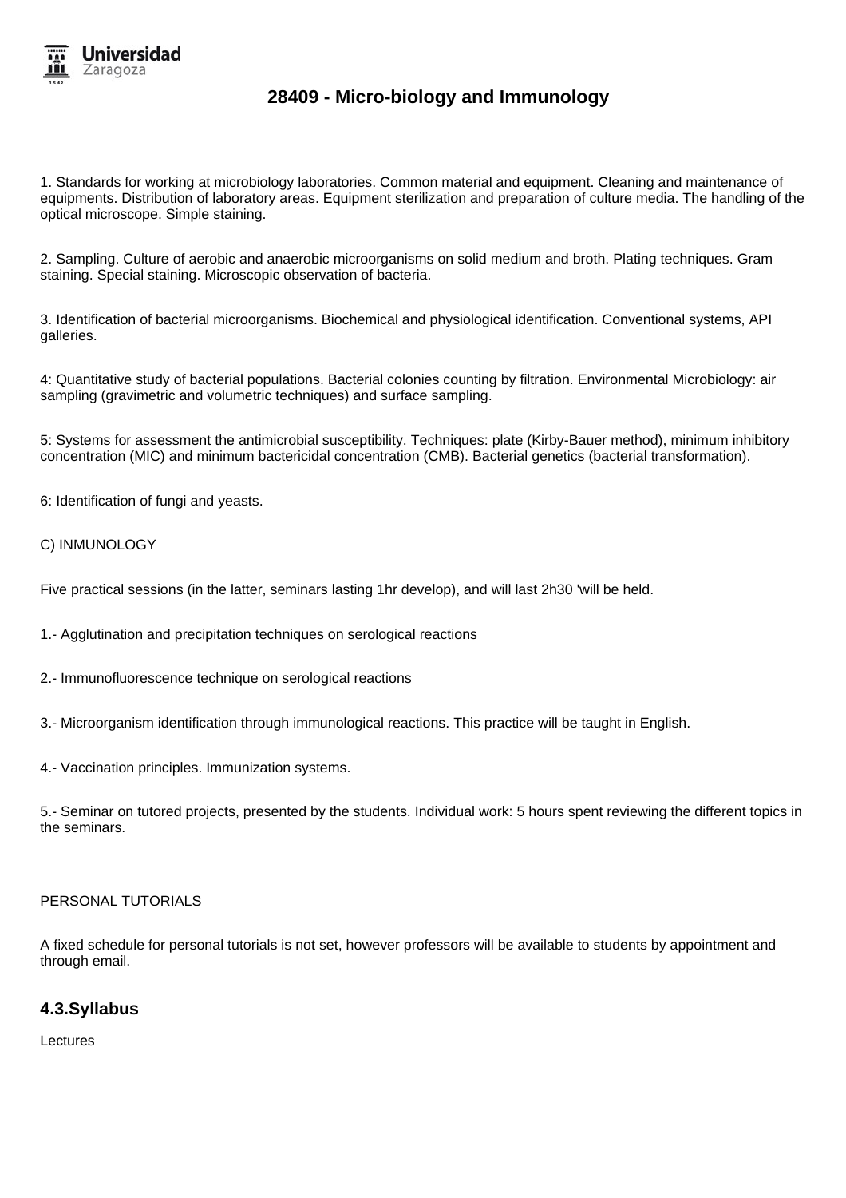1. Standards for working at microbiology laboratories. Common material and equipment. Cleaning and maintenance of equipments. Distribution of laboratory areas. Equipment sterilization and preparation of culture media. The handling of the optical microscope. Simple staining.

2. Sampling. Culture of aerobic and anaerobic microorganisms on solid medium and broth. Plating techniques. Gram staining. Special staining. Microscopic observation of bacteria.

3. Identification of bacterial microorganisms. Biochemical and physiological identification. Conventional systems, API galleries.

4: Quantitative study of bacterial populations. Bacterial colonies counting by filtration. Environmental Microbiology: air sampling (gravimetric and volumetric techniques) and surface sampling.

5: Systems for assessment the antimicrobial susceptibility. Techniques: plate (Kirby-Bauer method), minimum inhibitory concentration (MIC) and minimum bactericidal concentration (CMB). Bacterial genetics (bacterial transformation).

6: Identification of fungi and yeasts.

C) INMUNOLOGY

Five practical sessions (in the latter, seminars lasting 1hr develop), and will last 2h30 'will be held.

1.- Agglutination and precipitation techniques on serological reactions

2.- Immunofluorescence technique on serological reactions

3.- Microorganism identification through immunological reactions. This practice will be taught in English.

4.- Vaccination principles. Immunization systems.

5.- Seminar on tutored projects, presented by the students. Individual work: 5 hours spent reviewing the different topics in the seminars.

PERSONAL TUTORIALS

A fixed schedule for personal tutorials is not set, however professors will be available to students by appointment and through email.

## 4.3.Syllabus

Lectures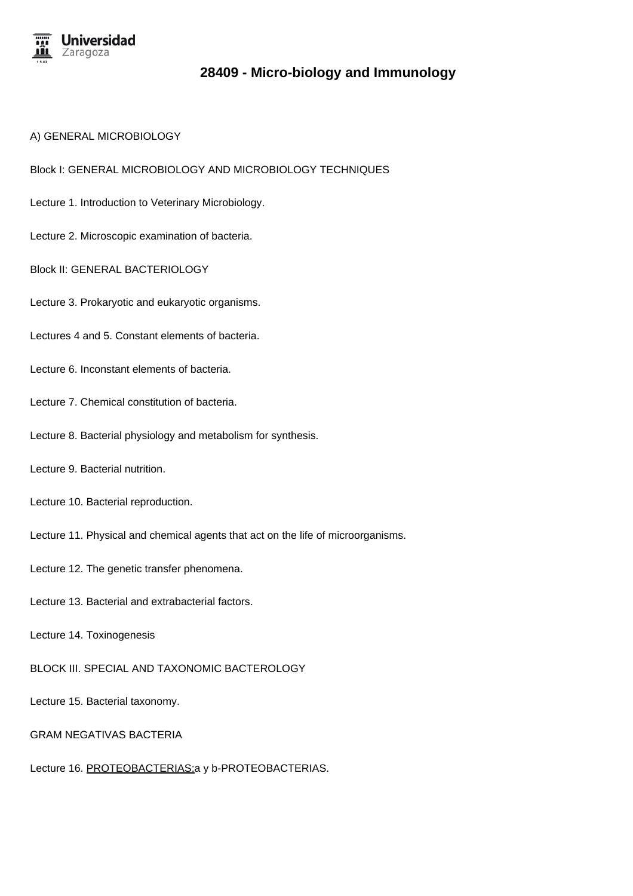# 28409 - Micro-biology and Immunology

A) GENERAL MICROBIOLOGY

Block I: GENERAL MICROBIOLOGY AND MICROBIOLOGY TECHNIQUES

Lecture 1. Introduction to Veterinary Microbiology.

Lecture 2. Microscopic examination of bacteria.

Block II: GENERAL BACTERIOLOGY

Lecture 3. Prokaryotic and eukaryotic organisms.

Lectures 4 and 5. Constant elements of bacteria.

Lecture 6. Inconstant elements of bacteria.

Lecture 7. Chemical constitution of bacteria.

Lecture 8. Bacterial physiology and metabolism for synthesis.

Lecture 9. Bacterial nutrition.

Lecture 10. Bacterial reproduction.

Lecture 11. Physical and chemical agents that act on the life of microorganisms.

Lecture 12. The genetic transfer phenomena.

Lecture 13. Bacterial and extrabacterial factors.

Lecture 14. Toxinogenesis

BLOCK III. SPECIAL AND TAXONOMIC BACTEROLOGY

Lecture 15. Bacterial taxonomy.

GRAM NEGATIVAS BACTERIA

Lecture 16. PROTEOBACTERIAS:a y b-PROTEOBACTERIAS.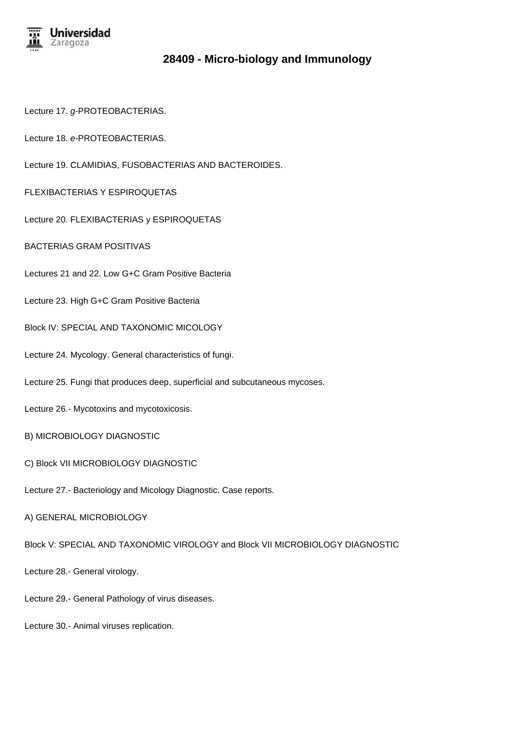Lecture 17. *g*-PROTEOBACTERIAS.

Lecture 18. *e*-PROTEOBACTERIAS.

Lecture 19. CLAMIDIAS, FUSOBACTERIAS AND BACTEROIDES.

FLEXIBACTERIAS Y ESPIROQUETAS

Lecture 20. FLEXIBACTERIAS y ESPIROQUETAS

BACTERIAS GRAM POSITIVAS

Lectures 21 and 22. Low G+C Gram Positive Bacteria

Lecture 23. High G+C Gram Positive Bacteria

Block IV: SPECIAL AND TAXONOMIC MICOLOGY

Lecture 24. Mycology. General characteristics of fungi.

Lecture 25. Fungi that produces deep, superficial and subcutaneous mycoses.

Lecture 26.- Mycotoxins and mycotoxicosis.

B) MICROBIOLOGY DIAGNOSTIC

C) Block VII MICROBIOLOGY DIAGNOSTIC

Lecture 27.- Bacteriology and Micology Diagnostic. Case reports.

A) GENERAL MICROBIOLOGY

Block V: SPECIAL AND TAXONOMIC VIROLOGY and Block VII MICROBIOLOGY DIAGNOSTIC

Lecture 28.- General virology.

Lecture 29.- General Pathology of virus diseases.

Lecture 30.- Animal viruses replication.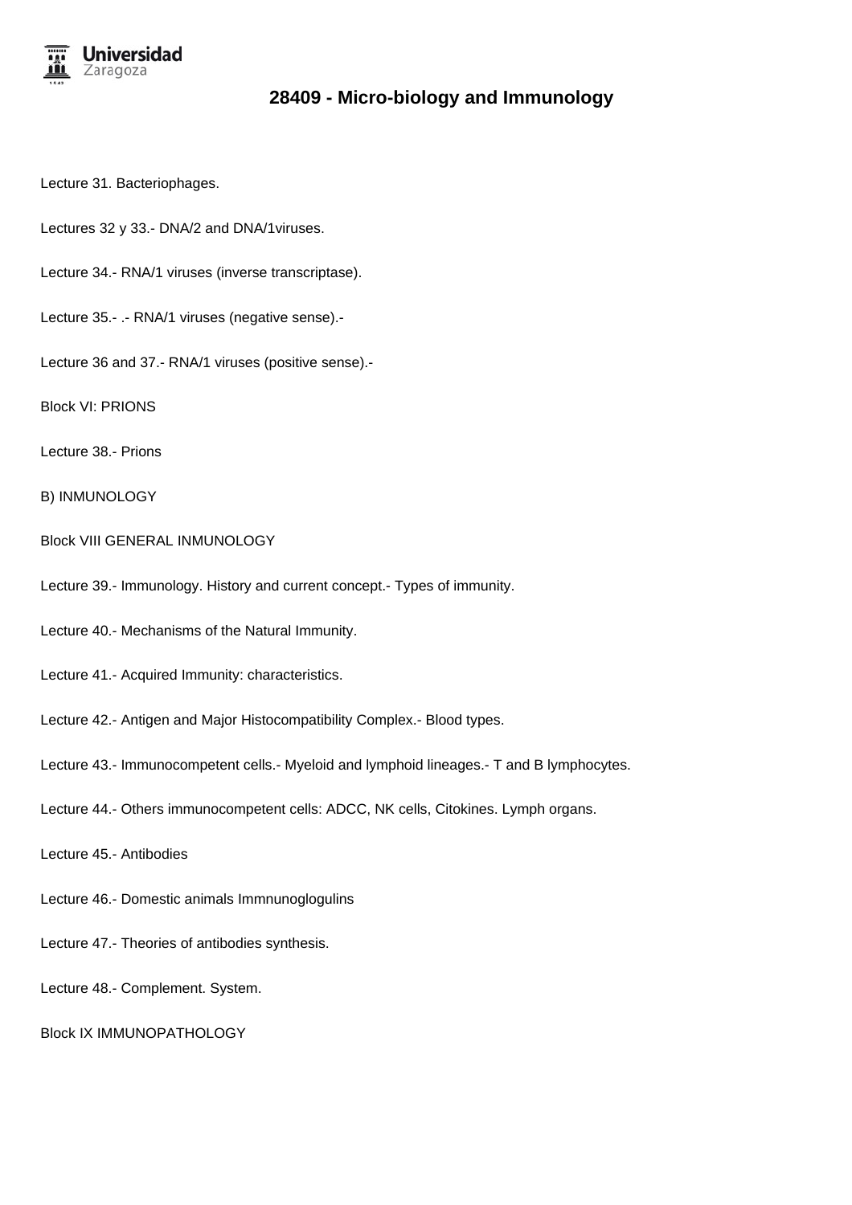Lecture 31. Bacteriophages.

Lectures 32 y 33.- DNA/2 and DNA/1viruses.

Lecture 34.- RNA/1 viruses (inverse transcriptase).

Lecture 35.- .- RNA/1 viruses (negative sense).-

Lecture 36 and 37.- RNA/1 viruses (positive sense).-

Block VI: PRIONS

Lecture 38.- Prions

B) INMUNOLOGY

Block VIII GENERAL INMUNOLOGY

Lecture 39.- Immunology. History and current concept.- Types of immunity.

Lecture 40.- Mechanisms of the Natural Immunity.

Lecture 41.- Acquired Immunity: characteristics.

Lecture 42.- Antigen and Major Histocompatibility Complex.- Blood types.

Lecture 43.- Immunocompetent cells.- Myeloid and lymphoid lineages.- T and B lymphocytes.

Lecture 44.- Others immunocompetent cells: ADCC, NK cells, Citokines. Lymph organs.

Lecture 45.- Antibodies

Lecture 46.- Domestic animals Immnunoglogulins

Lecture 47.- Theories of antibodies synthesis.

Lecture 48.- Complement. System.

Block IX IMMUNOPATHOLOGY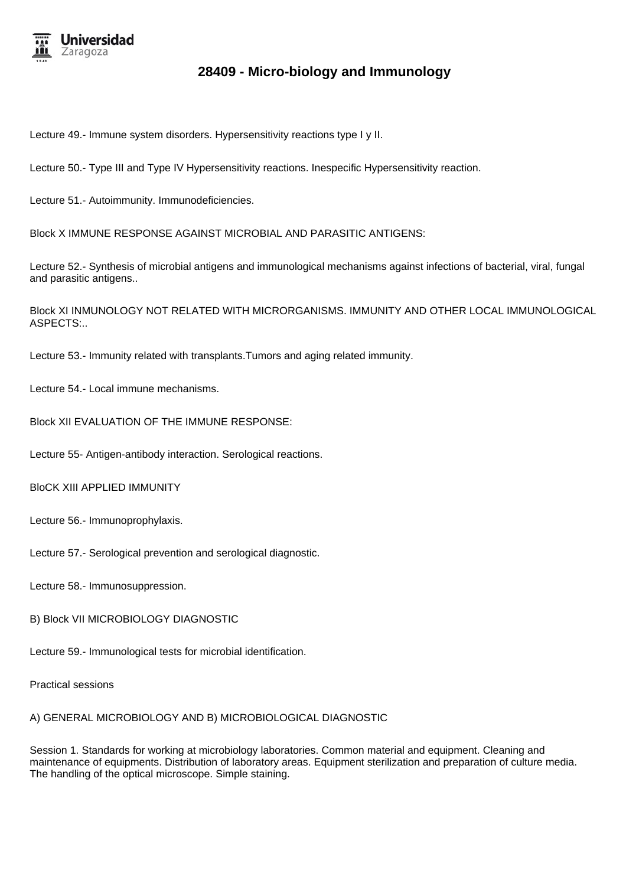Lecture 49.- Immune system disorders. Hypersensitivity reactions type I y II.

Lecture 50.- Type III and Type IV Hypersensitivity reactions. Inespecific Hypersensitivity reaction.

Lecture 51.- Autoimmunity. Immunodeficiencies.

Block X IMMUNE RESPONSE AGAINST MICROBIAL AND PARASITIC ANTIGENS:

Lecture 52.- Synthesis of microbial antigens and immunological mechanisms against infections of bacterial, viral, fungal and parasitic antigens..

Block XI INMUNOLOGY NOT RELATED WITH MICRORGANISMS. IMMUNITY AND OTHER LOCAL IMMUNOLOGICAL ASPECTS:..

Lecture 53.- Immunity related with transplants.Tumors and aging related immunity.

Lecture 54.- Local immune mechanisms.

Block XII EVALUATION OF THE IMMUNE RESPONSE:

Lecture 55- Antigen-antibody interaction. Serological reactions.

BloCK XIII APPLIED IMMUNITY

Lecture 56.- Immunoprophylaxis.

Lecture 57.- Serological prevention and serological diagnostic.

Lecture 58.- Immunosuppression.

B) Block VII MICROBIOLOGY DIAGNOSTIC

Lecture 59.- Immunological tests for microbial identification.

Practical sessions

A) GENERAL MICROBIOLOGY AND B) MICROBIOLOGICAL DIAGNOSTIC

Session 1. Standards for working at microbiology laboratories. Common material and equipment. Cleaning and maintenance of equipments. Distribution of laboratory areas. Equipment sterilization and preparation of culture media. The handling of the optical microscope. Simple staining.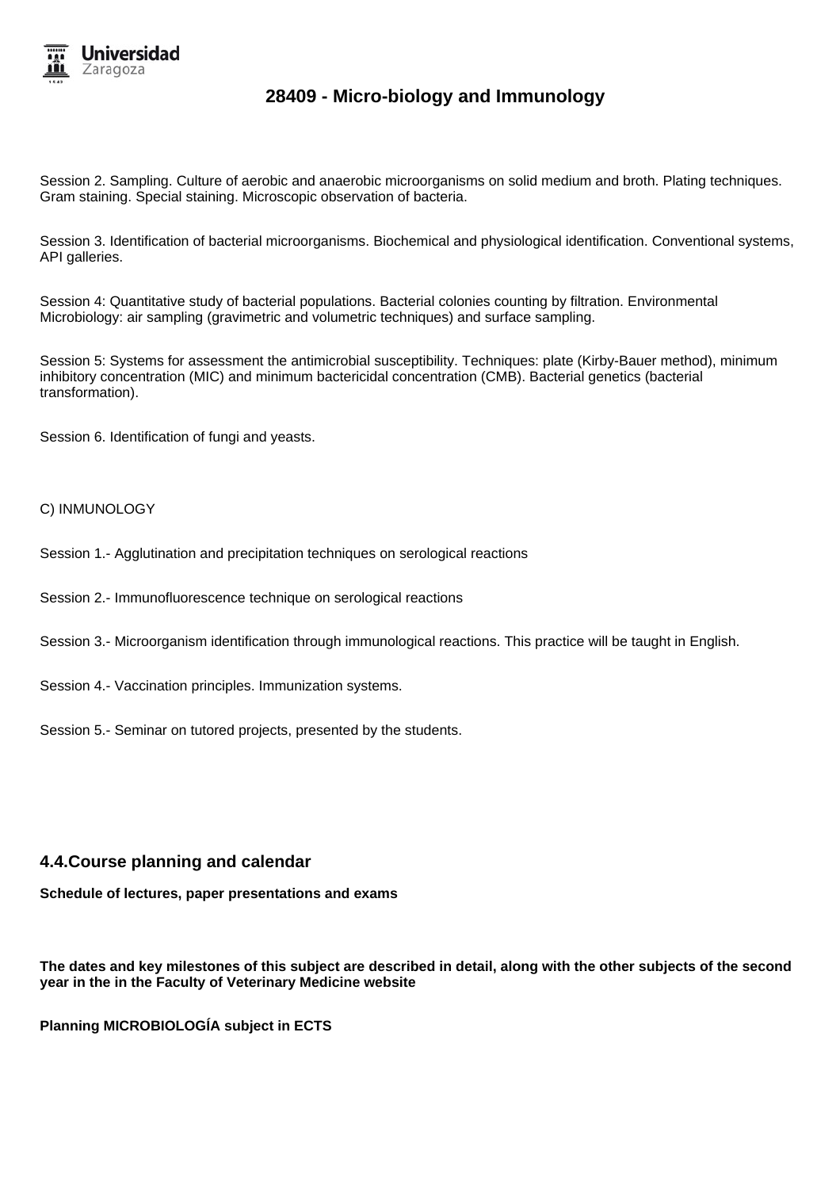Session 2. Sampling. Culture of aerobic and anaerobic microorganisms on solid medium and broth. Plating techniques. Gram staining. Special staining. Microscopic observation of bacteria.

Session 3. Identification of bacterial microorganisms. Biochemical and physiological identification. Conventional systems, API galleries.

Session 4: Quantitative study of bacterial populations. Bacterial colonies counting by filtration. Environmental Microbiology: air sampling (gravimetric and volumetric techniques) and surface sampling.

Session 5: Systems for assessment the antimicrobial susceptibility. Techniques: plate (Kirby-Bauer method), minimum inhibitory concentration (MIC) and minimum bactericidal concentration (CMB). Bacterial genetics (bacterial transformation).

Session 6. Identification of fungi and yeasts.

C) INMUNOLOGY

Session 1.- Agglutination and precipitation techniques on serological reactions

Session 2.- Immunofluorescence technique on serological reactions

Session 3.- Microorganism identification through immunological reactions. This practice will be taught in English.

Session 4.- Vaccination principles. Immunization systems.

Session 5.- Seminar on tutored projects, presented by the students.

## 4.4.Course planning and calendar

**Schedule of lectures, paper presentations and exams**

**The dates and key milestones of this subject are described in detail, along with the other subjects of the second year in the in the Faculty of Veterinary Medicine website**

**Planning MICROBIOLOGÍA subject in ECTS**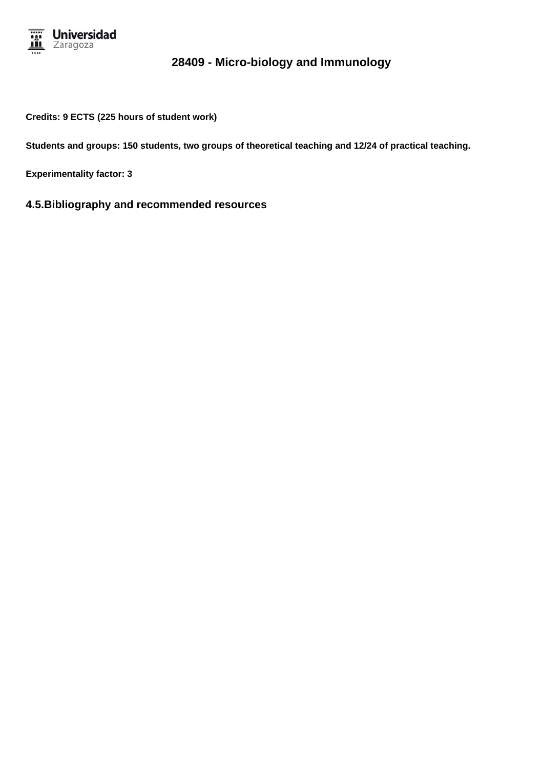# 28409 - Micro-biology and Immunology

**Credits: 9 ECTS (225 hours of student work)**

**Students and groups: 150 students, two groups of theoretical teaching and 12/24 of practical teaching.**

**Experimentality factor: 3**

## 4.5.Bibliography and recommended resources